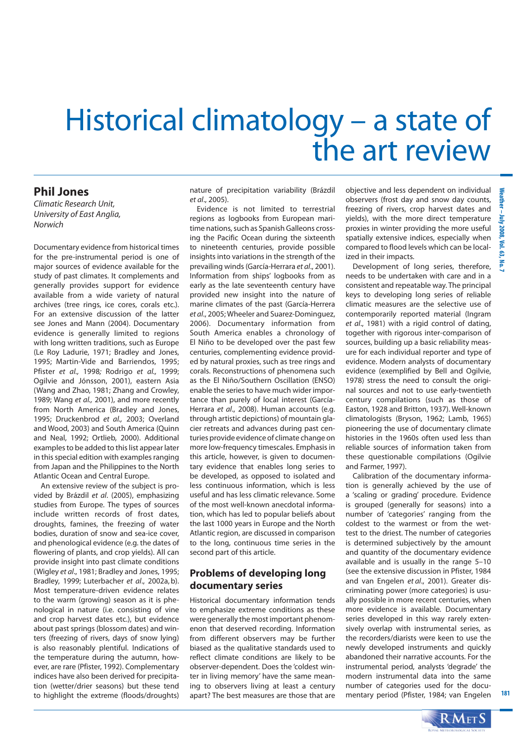# Historical climatology – a state of the art review

**Phil Jones**

*Climatic Research Unit, University of East Anglia, Norwich*

Documentary evidence from historical times for the pre-instrumental period is one of major sources of evidence available for the study of past climates. It complements and generally provides support for evidence available from a wide variety of natural archives (tree rings, ice cores, corals etc.). For an extensive discussion of the latter see Jones and Mann (2004). Documentary evidence is generally limited to regions with long written traditions, such as Europe (Le Roy Ladurie, 1971; Bradley and Jones, 1995; Martin-Vide and Barriendos, 1995; Pfister *et al.,* 1998*;* Rodrigo *et al.,* 1999; Ogilvie and Jónsson, 2001), eastern Asia (Wang and Zhao, 1981; Zhang and Crowley, 1989; Wang *et al.,* 2001), and more recently from North America (Bradley and Jones, 1995; Druckenbrod *et al.,* 2003; Overland and Wood, 2003) and South America (Quinn and Neal, 1992; Ortlieb, 2000). Additional examples to be added to this list appear later in this special edition with examples ranging from Japan and the Philippines to the North Atlantic Ocean and Central Europe.

An extensive review of the subject is provided by Brázdil *et al.* (2005), emphasizing studies from Europe. The types of sources include written records of frost dates, droughts, famines, the freezing of water bodies, duration of snow and sea-ice cover, and phenological evidence (e.g. the dates of flowering of plants, and crop yields). All can provide insight into past climate conditions (Wigley *et al*., 1981; Bradley and Jones, 1995; Bradley, 1999; Luterbacher *et al*., 2002a, b). Most temperature-driven evidence relates to the warm (growing) season as it is phenological in nature (i.e. consisting of vine and crop harvest dates etc.), but evidence about past springs (blossom dates) and winters (freezing of rivers, days of snow lying) is also reasonably plentiful. Indications of the temperature during the autumn, however, are rare (Pfister, 1992). Complementary indices have also been derived for precipitation (wetter/drier seasons) but these tend to highlight the extreme (floods/droughts) nature of precipitation variability (Brázdil *et al*., 2005).

Evidence is not limited to terrestrial regions as logbooks from European maritime nations, such as Spanish Galleons crossing the Pacific Ocean during the sixteenth to nineteenth centuries, provide possible insights into variations in the strength of the prevailing winds (García-Herrara *et al*., 2001). Information from ships' logbooks from as early as the late seventeenth century have provided new insight into the nature of marine climates of the past (García-Herrera *et al*., 2005; Wheeler and Suarez-Dominguez, 2006). Documentary information from South America enables a chronology of El Niño to be developed over the past few centuries, complementing evidence provided by natural proxies, such as tree rings and corals. Reconstructions of phenomena such as the El Niño/Southern Oscillation (ENSO) enable the series to have much wider importance than purely of local interest (García-Herrara *et al*., 2008). Human accounts (e.g. through artistic depictions) of mountain glacier retreats and advances during past centuries provide evidence of climate change on more low-frequency timescales. Emphasis in this article, however, is given to documentary evidence that enables long series to be developed, as opposed to isolated and less continuous information, which is less useful and has less climatic relevance. Some of the most well-known anecdotal information, which has led to popular beliefs about the last 1000 years in Europe and the North Atlantic region, are discussed in comparison to the long, continuous time series in the second part of this article.

## Problems of developing long documentary series

Historical documentary information tends to emphasize extreme conditions as these were generally the most important phenomenon that deserved recording. Information from different observers may be further biased as the qualitative standards used to reflect climate conditions are likely to be observer-dependent. Does the 'coldest winter in living memory' have the same meaning to observers living at least a century apart? The best measures are those that are objective and less dependent on individual observers (frost day and snow day counts, freezing of rivers, crop harvest dates and yields), with the more direct temperature proxies in winter providing the more useful spatially extensive indices, especially when compared to flood levels which can be localized in their impacts.

Development of long series, therefore, needs to be undertaken with care and in a consistent and repeatable way. The principal keys to developing long series of reliable climatic measures are the selective use of contemporarily reported material (Ingram *et al*., 1981) with a rigid control of dating, together with rigorous inter-comparison of sources, building up a basic reliability measure for each individual reporter and type of evidence. Modern analysts of documentary evidence (exemplified by Bell and Ogilvie, 1978) stress the need to consult the original sources and not to use early-twentieth century compilations (such as those of Easton, 1928 and Britton, 1937). Well-known climatologists (Bryson, 1962; Lamb, 1965) pioneering the use of documentary climate histories in the 1960s often used less than reliable sources of information taken from these questionable compilations (Ogilvie and Farmer, 1997).

Calibration of the documentary information is generally achieved by the use of a 'scaling or grading' procedure. Evidence is grouped (generally for seasons) into a number of 'categories' ranging from the coldest to the warmest or from the wettest to the driest. The number of categories is determined subjectively by the amount and quantity of the documentary evidence available and is usually in the range 5–10 (see the extensive discussion in Pfister, 1984 and van Engelen *et al*., 2001). Greater discriminating power (more categories) is usually possible in more recent centuries, when more evidence is available. Documentary series developed in this way rarely extensively overlap with instrumental series, as the recorders/diarists were keen to use the newly developed instruments and quickly abandoned their narrative accounts. For the instrumental period, analysts 'degrade' the modern instrumental data into the same number of categories used for the documentary period (Pfister, 1984; van Engelen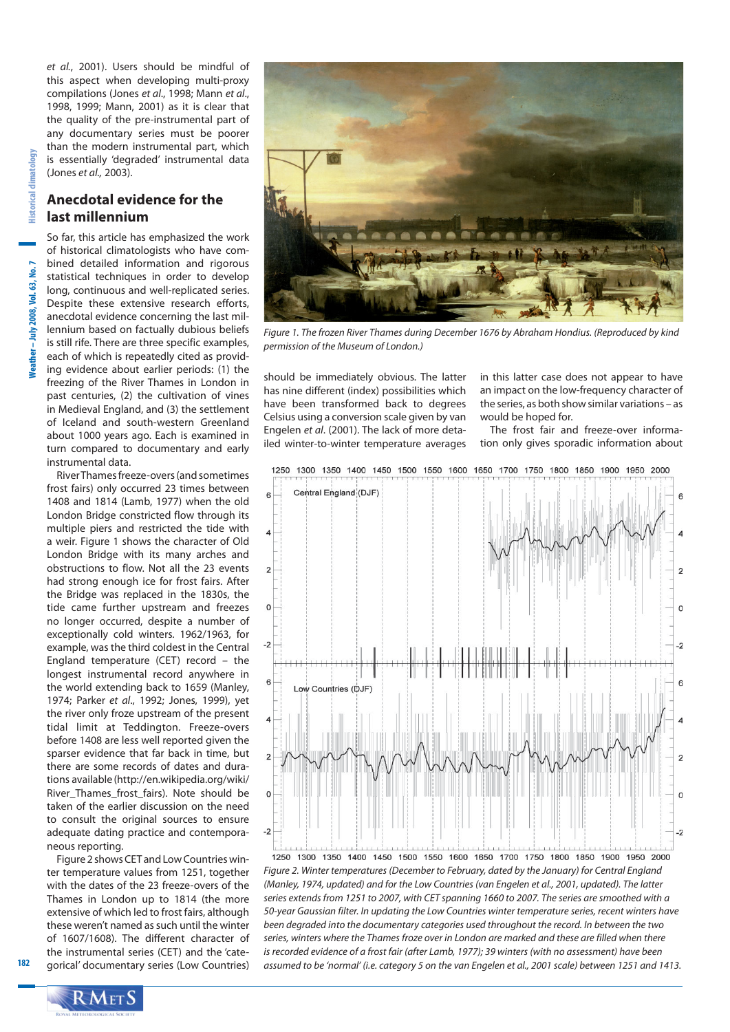*et al.*, 2001). Users should be mindful of this aspect when developing multi-proxy compilations (Jones *et al*., 1998; Mann *et al*., 1998, 1999; Mann, 2001) as it is clear that the quality of the pre-instrumental part of any documentary series must be poorer than the modern instrumental part, which is essentially 'degraded' instrumental data (Jones *et al.,* 2003).

## Anecdotal evidence for the last millennium

So far, this article has emphasized the work of historical climatologists who have combined detailed information and rigorous statistical techniques in order to develop long, continuous and well-replicated series. Despite these extensive research efforts, anecdotal evidence concerning the last millennium based on factually dubious beliefs is still rife. There are three specific examples, each of which is repeatedly cited as providing evidence about earlier periods: (1) the freezing of the River Thames in London in past centuries, (2) the cultivation of vines in Medieval England, and (3) the settlement of Iceland and south-western Greenland about 1000 years ago. Each is examined in turn compared to documentary and early instrumental data.

River Thames freeze-overs (and sometimes frost fairs) only occurred 23 times between 1408 and 1814 (Lamb, 1977) when the old London Bridge constricted flow through its multiple piers and restricted the tide with a weir. Figure 1 shows the character of Old London Bridge with its many arches and obstructions to flow. Not all the 23 events had strong enough ice for frost fairs. After the Bridge was replaced in the 1830s, the tide came further upstream and freezes no longer occurred, despite a number of exceptionally cold winters. 1962/1963, for example, was the third coldest in the Central England temperature (CET) record – the longest instrumental record anywhere in the world extending back to 1659 (Manley, 1974; Parker *et al*., 1992; Jones, 1999), yet the river only froze upstream of the present tidal limit at Teddington. Freeze-overs before 1408 are less well reported given the sparser evidence that far back in time, but there are some records of dates and durations available (http://en.wikipedia.org/wiki/River_Thames_frost_fairs). Note should be taken of the earlier discussion on the need to consult the original sources to ensure adequate dating practice and contemporaneous reporting.

Figure 2 shows CET and Low Countries winter temperature values from 1251, together with the dates of the 23 freeze-overs of the Thames in London up to 1814 (the more extensive of which led to frost fairs, although these weren't named as such until the winter of 1607/1608). The different character of the instrumental series (CET) and the 'categorical' documentary series (Low Countries) should be immediately obvious. The latter has nine different (index) possibilities which have been transformed back to degrees Celsius using a conversion scale given by van Engelen *et al*. (2001). The lack of more detailed winter-to-winter temperature averages in this latter case does not appear to have an impact on the low-frequency character of the series, as both show similar variations – as would be hoped for.

*Figure 1. The frozen River Thames during December 1676 by Abraham Hondius. (Reproduced by kind permission of the Museum of London.)*

The frost fair and freeze-over information only gives sporadic information about

*Figure 2. Winter temperatures (December to February, dated by the January) for Central England (Manley, 1974, updated) and for the Low Countries (van Engelen et al., 2001, updated). The latter series extends from 1251 to 2007, with CET spanning 1660 to 2007. The series are smoothed with a 50-year Gaussian filter. In updating the Low Countries winter temperature series, recent winters have been degraded into the documentary categories used throughout the record. In between the two series, winters where the Thames froze over in London are marked and these are filled when there is recorded evidence of a frost fair (after Lamb, 1977); 39 winters (with no assessment) have been assumed to be 'normal' (i.e. category 5 on the van Engelen et al., 2001 scale) between 1251 and 1413.*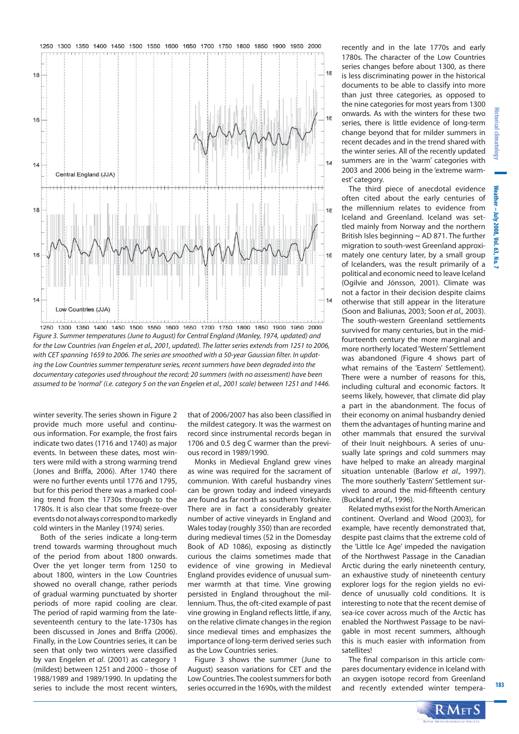*Figure 3. Summer temperatures (June to August) for Central England (Manley, 1974, updated) and for the Low Countries (van Engelen et al., 2001, updated). The latter series extends from 1251 to 2006, with CET spanning 1659 to 2006. The series are smoothed with a 50-year Gaussian filter. In updating the Low Countries summer temperature series, recent summers have been degraded into the documentary categories used throughout the record; 20 summers (with no assessment) have been assumed to be 'normal' (i.e. category 5 on the van Engelen et al., 2001 scale) between 1251 and 1446.*

winter severity. The series shown in Figure 2 provide much more useful and continuous information. For example, the frost fairs indicate two dates (1716 and 1740) as major events. In between these dates, most winters were mild with a strong warming trend (Jones and Briffa, 2006). After 1740 there were no further events until 1776 and 1795, but for this period there was a marked cooling trend from the 1730s through to the 1780s. It is also clear that some freeze-over events do not always correspond to markedly cold winters in the Manley (1974) series.

Both of the series indicate a long-term trend towards warming throughout much of the period from about 1800 onwards. Over the yet longer term from 1250 to about 1800, winters in the Low Countries showed no overall change, rather periods of gradual warming punctuated by shorter periods of more rapid cooling are clear. The period of rapid warming from the late-seventeenth century to the late-1730s has been discussed in Jones and Briffa (2006). Finally, in the Low Countries series, it can be seen that only two winters were classified by van Engelen *et al*. (2001) as category 1 (mildest) between 1251 and 2000 – those of 1988/1989 and 1989/1990. In updating the series to include the most recent winters, that of 2006/2007 has also been classified in the mildest category. It was the warmest on record since instrumental records began in 1706 and 0.5 deg C warmer than the previous record in 1989/1990.

Monks in Medieval England grew vines as wine was required for the sacrament of communion. With careful husbandry vines can be grown today and indeed vineyards are found as far north as southern Yorkshire. There are in fact a considerably greater number of active vineyards in England and Wales today (roughly 350) than are recorded during medieval times (52 in the Domesday Book of AD 1086), exposing as distinctly curious the claims sometimes made that evidence of vine growing in Medieval England provides evidence of unusual summer warmth at that time. Vine growing persisted in England throughout the millennium. Thus, the oft-cited example of past vine growing in England reflects little, if any, on the relative climate changes in the region since medieval times and emphasizes the importance of long-term derived series such as the Low Countries series.

Figure 3 shows the summer (June to August) season variations for CET and the Low Countries. The coolest summers for both series occurred in the 1690s, with the mildest recently and in the late 1770s and early 1780s. The character of the Low Countries series changes before about 1300, as there is less discriminating power in the historical documents to be able to classify into more than just three categories, as opposed to the nine categories for most years from 1300 onwards. As with the winters for these two series, there is little evidence of long-term change beyond that for milder summers in recent decades and in the trend shared with the winter series. All of the recently updated summers are in the 'warm' categories with 2003 and 2006 being in the 'extreme warmest' category.

The third piece of anecdotal evidence often cited about the early centuries of the millennium relates to evidence from Iceland and Greenland. Iceland was settled mainly from Norway and the northern British Isles beginning ~ AD 871. The further migration to south-west Greenland approximately one century later, by a small group of Icelanders, was the result primarily of a political and economic need to leave Iceland (Ogilvie and Jónsson, 2001). Climate was not a factor in their decision despite claims otherwise that still appear in the literature (Soon and Baliunas, 2003; Soon *et al.,* 2003). The south-western Greenland settlements survived for many centuries, but in the mid-fourteenth century the more marginal and more northerly located 'Western' Settlement was abandoned (Figure 4 shows part of what remains of the 'Eastern' Settlement). There were a number of reasons for this, including cultural and economic factors. It seems likely, however, that climate did play a part in the abandonment. The focus of their economy on animal husbandry denied them the advantages of hunting marine and other mammals that ensured the survival of their Inuit neighbours. A series of unusually late springs and cold summers may have helped to make an already marginal situation untenable (Barlow *et al.,* 1997). The more southerly 'Eastern' Settlement survived to around the mid-fifteenth century (Buckland *et al.,* 1996).

Related myths exist for the North American continent. Overland and Wood (2003), for example, have recently demonstrated that, despite past claims that the extreme cold of the 'Little Ice Age' impeded the navigation of the Northwest Passage in the Canadian Arctic during the early nineteenth century, an exhaustive study of nineteenth century explorer logs for the region yields no evidence of unusually cold conditions. It is interesting to note that the recent demise of sea-ice cover across much of the Arctic has enabled the Northwest Passage to be navigable in most recent summers, although this is much easier with information from satellites!

The final comparison in this article compares documentary evidence in Iceland with an oxygen isotope record from Greenland and recently extended winter tempera-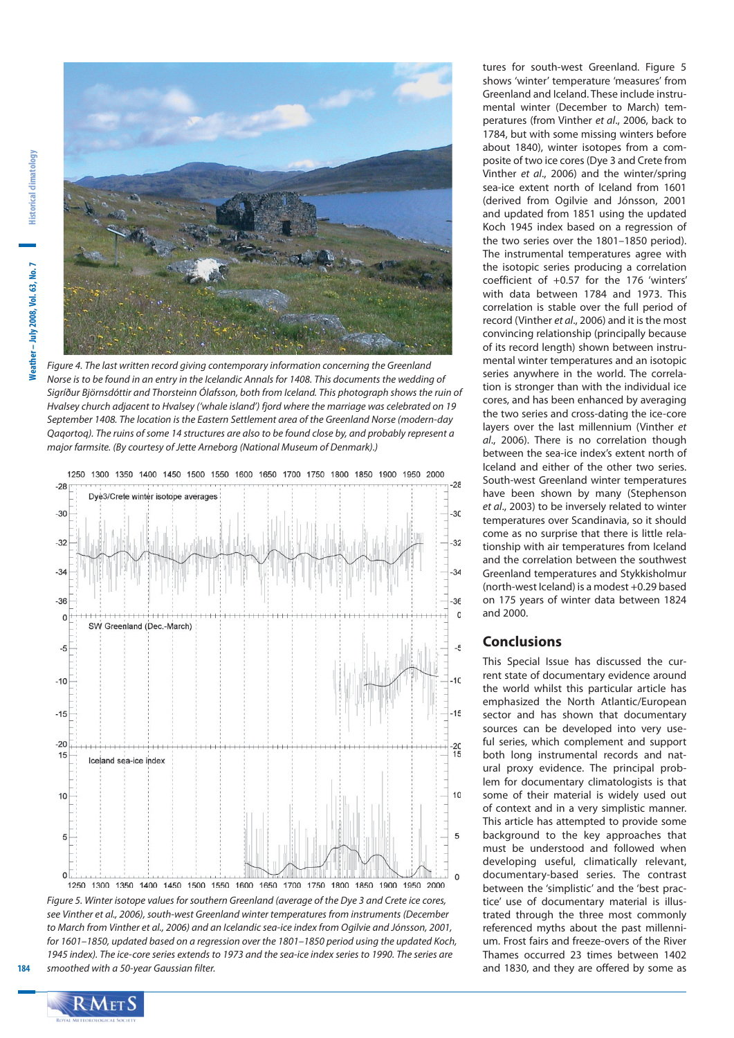*Figure 4. The last written record giving contemporary information concerning the Greenland Norse is to be found in an entry in the Icelandic Annals for 1408. This documents the wedding of Sigríður Björnsdóttir and Thorsteinn Ólafsson, both from Iceland. This photograph shows the ruin of Hvalsey church adjacent to Hvalsey ('whale island') fjord where the marriage was celebrated on 19 September 1408. The location is the Eastern Settlement area of the Greenland Norse (modern-day Qaqortoq). The ruins of some 14 structures are also to be found close by, and probably represent a major farmsite. (By courtesy of Jette Arneborg (National Museum of Denmark).)*

*Figure 5. Winter isotope values for southern Greenland (average of the Dye 3 and Crete ice cores, see Vinther et al., 2006), south-west Greenland winter temperatures from instruments (December to March from Vinther et al., 2006) and an Icelandic sea-ice index from Ogilvie and Jónsson, 2001, for 1601–1850, updated based on a regression over the 1801–1850 period using the updated Koch, 1945 index). The ice-core series extends to 1973 and the sea-ice index series to 1990. The series are smoothed with a 50-year Gaussian filter.*

tures for south-west Greenland. Figure 5 shows 'winter' temperature 'measures' from Greenland and Iceland. These include instrumental winter (December to March) temperatures (from Vinther *et al*., 2006, back to 1784, but with some missing winters before about 1840), winter isotopes from a composite of two ice cores (Dye 3 and Crete from Vinther *et al*., 2006) and the winter/spring sea-ice extent north of Iceland from 1601 (derived from Ogilvie and Jónsson, 2001 and updated from 1851 using the updated Koch 1945 index based on a regression of the two series over the 1801–1850 period). The instrumental temperatures agree with the isotopic series producing a correlation coefficient of +0.57 for the 176 'winters' with data between 1784 and 1973. This correlation is stable over the full period of record (Vinther *et al*., 2006) and it is the most convincing relationship (principally because of its record length) shown between instrumental winter temperatures and an isotopic series anywhere in the world. The correlation is stronger than with the individual ice cores, and has been enhanced by averaging the two series and cross-dating the ice-core layers over the last millennium (Vinther *et al*., 2006). There is no correlation though between the sea-ice index's extent north of Iceland and either of the other two series. South-west Greenland winter temperatures have been shown by many (Stephenson *et al*., 2003) to be inversely related to winter temperatures over Scandinavia, so it should come as no surprise that there is little relationship with air temperatures from Iceland and the correlation between the southwest Greenland temperatures and Stykkisholmur (north-west Iceland) is a modest +0.29 based on 175 years of winter data between 1824 and 2000.

## Conclusions

This Special Issue has discussed the current state of documentary evidence around the world whilst this particular article has emphasized the North Atlantic/European sector and has shown that documentary sources can be developed into very useful series, which complement and support both long instrumental records and natural proxy evidence. The principal problem for documentary climatologists is that some of their material is widely used out of context and in a very simplistic manner. This article has attempted to provide some background to the key approaches that must be understood and followed when developing useful, climatically relevant, documentary-based series. The contrast between the 'simplistic' and the 'best practice' use of documentary material is illustrated through the three most commonly referenced myths about the past millennium. Frost fairs and freeze-overs of the River Thames occurred 23 times between 1402 and 1830, and they are offered by some as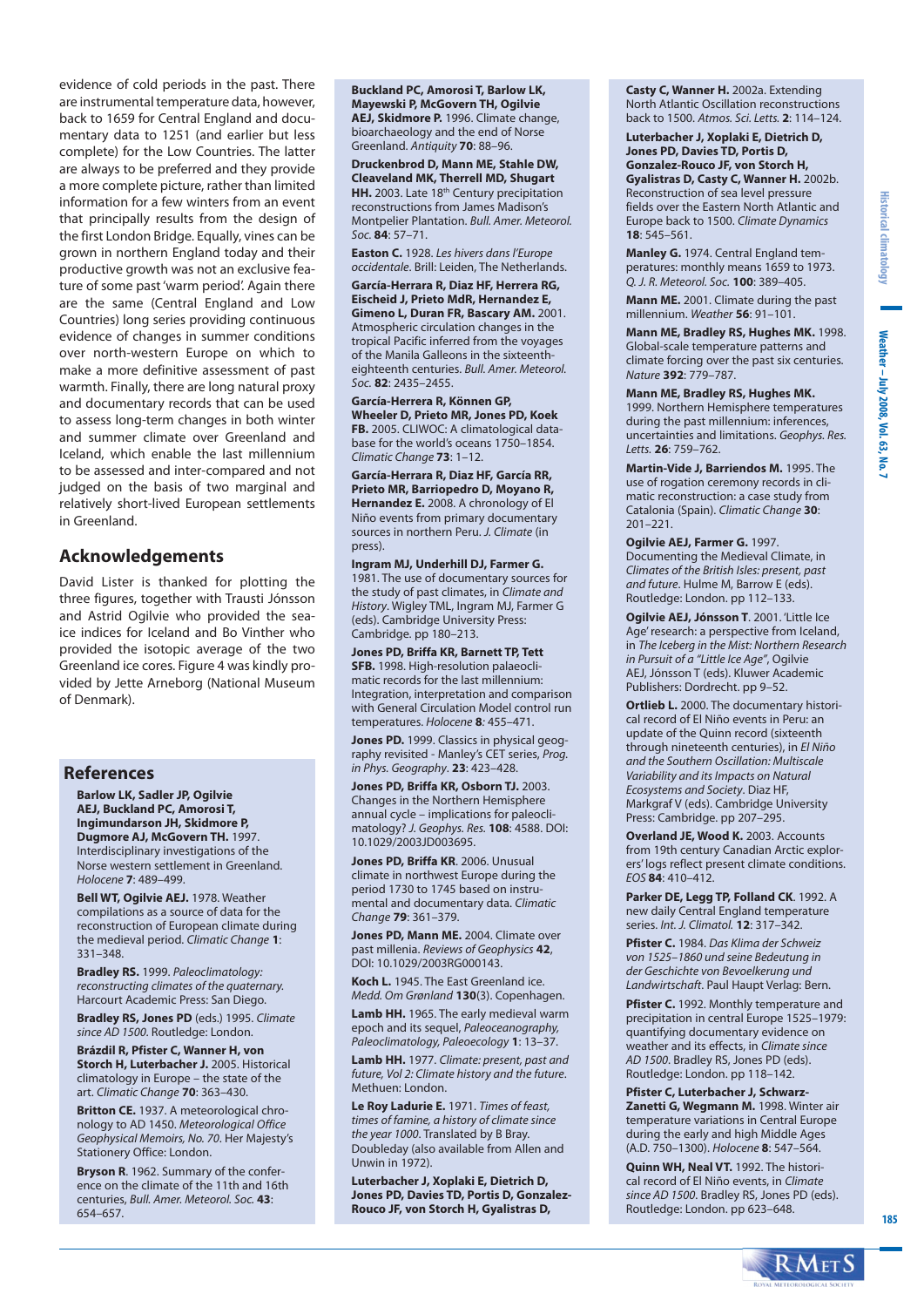evidence of cold periods in the past. There are instrumental temperature data, however, back to 1659 for Central England and documentary data to 1251 (and earlier but less complete) for the Low Countries. The latter are always to be preferred and they provide a more complete picture, rather than limited information for a few winters from an event that principally results from the design of the first London Bridge. Equally, vines can be grown in northern England today and their productive growth was not an exclusive feature of some past 'warm period'. Again there are the same (Central England and Low Countries) long series providing continuous evidence of changes in summer conditions over north-western Europe on which to make a more definitive assessment of past warmth. Finally, there are long natural proxy and documentary records that can be used to assess long-term changes in both winter and summer climate over Greenland and Iceland, which enable the last millennium to be assessed and inter-compared and not judged on the basis of two marginal and relatively short-lived European settlements in Greenland.

## Acknowledgements

David Lister is thanked for plotting the three figures, together with Trausti Jónsson and Astrid Ogilvie who provided the sea-ice indices for Iceland and Bo Vinther who provided the isotopic average of the two Greenland ice cores. Figure 4 was kindly provided by Jette Arneborg (National Museum of Denmark).

## References

**Barlow LK, Sadler JP, Ogilvie AEJ, Buckland PC, Amorosi T, Ingimundarson JH, Skidmore P, Dugmore AJ, McGovern TH.** 1997. Interdisciplinary investigations of the Norse western settlement in Greenland. *Holocene* **7**: 489–499.

**Bell WT, Ogilvie AEJ.** 1978. Weather compilations as a source of data for the reconstruction of European climate during the medieval period. *Climatic Change* **1**: 331–348.

**Bradley RS.** 1999. *Paleoclimatology: reconstructing climates of the quaternary.* Harcourt Academic Press: San Diego.

**Bradley RS, Jones PD** (eds.) 1995. *Climate since AD 1500*. Routledge: London.

**Brázdil R, Pfister C, Wanner H, von Storch H, Luterbacher J.** 2005. Historical climatology in Europe – the state of the art. *Climatic Change* **70**: 363–430.

**Britton CE.** 1937. A meteorological chronology to AD 1450. *Meteorological Office Geophysical Memoirs, No. 70*. Her Majesty's Stationery Office: London.

**Bryson R**. 1962. Summary of the conference on the climate of the 11th and 16th centuries, *Bull. Amer. Meteorol. Soc.* **43**: 654–657.

**Buckland PC, Amorosi T, Barlow LK, Mayewski P, McGovern TH, Ogilvie AEJ, Skidmore P.** 1996. Climate change, bioarchaeology and the end of Norse Greenland. *Antiquity* **70**: 88–96.

**Druckenbrod D, Mann ME, Stahle DW, Cleaveland MK, Therrell MD, Shugart HH.** 2003. Late 18th Century precipitation reconstructions from James Madison's Montpelier Plantation. *Bull. Amer. Meteorol. Soc.* **84**: 57–71.

**Easton C.** 1928. *Les hivers dans l'Europe occidentale*. Brill: Leiden, The Netherlands.

**García-Herrera R, Diaz HF, Herrera RG, Eischeid J, Prieto MdR, Hernandez E, Gimeno L, Duran FR, Bascary AM.** 2001. Atmospheric circulation changes in the tropical Pacific inferred from the voyages of the Manila Galleons in the sixteenth-eighteenth centuries. *Bull. Amer. Meteorol. Soc.* **82**: 2435–2455.

**García-Herrera R, Können GP, Wheeler D, Prieto MR, Jones PD, Koek FB.** 2005. CLIWOC: A climatological database for the world's oceans 1750–1854. *Climatic Change* **73**: 1–12.

**García-Herrera R, Diaz HF, García RR, Prieto MR, Barriopedro D, Moyano R, Hernandez E.** 2008. A chronology of El Niño events from primary documentary sources in northern Peru. *J. Climate* (in press).

**Ingram MJ, Underhill DJ, Farmer G.** 1981. The use of documentary sources for the study of past climates, in *Climate and History*. Wigley TML, Ingram MJ, Farmer G (eds). Cambridge University Press: Cambridge. pp 180–213.

**Jones PD, Briffa KR, Barnett TP, Tett SFB.** 1998. High-resolution palaeoclimatic records for the last millennium: Integration, interpretation and comparison with General Circulation Model control run temperatures. *Holocene* **8**: 455–471.

**Jones PD.** 1999. Classics in physical geography revisited - Manley's CET series, *Prog. in Phys. Geography*. **23**: 423–428.

**Jones PD, Briffa KR, Osborn TJ.** 2003. Changes in the Northern Hemisphere annual cycle – implications for paleoclimatology? *J. Geophys. Res.* **108**: 4588. DOI: 10.1029/2003JD003695.

**Jones PD, Briffa KR**. 2006. Unusual climate in northwest Europe during the period 1730 to 1745 based on instrumental and documentary data. *Climatic Change* **79**: 361–379.

**Jones PD, Mann ME.** 2004. Climate over past millenia. *Reviews of Geophysics* **42**, DOI: 10.1029/2003RG000143.

**Koch L.** 1945. The East Greenland ice. *Medd. Om Grønland* **130**(3). Copenhagen.

**Lamb HH.** 1965. The early medieval warm epoch and its sequel, *Paleoceanography, Paleoclimatology, Paleoecology* **1**: 13–37.

**Lamb HH.** 1977. *Climate: present, past and future, Vol 2: Climate history and the future.* Methuen: London.

**Le Roy Ladurie E.** 1971. *Times of feast, times of famine, a history of climate since the year 1000.* Translated by B Bray. Doubleday (also available from Allen and Unwin in 1972).

**Luterbacher J, Xoplaki E, Dietrich D, Jones PD, Davies TD, Portis D, Gonzalez-Rouco JF, von Storch H, Gyalistras D, Casty C, Wanner H.** 2002a. Extending North Atlantic Oscillation reconstructions back to 1500. *Atmos. Sci. Letts.* **2**: 114–124.

**Luterbacher J, Xoplaki E, Dietrich D, Jones PD, Davies TD, Portis D, Gonzalez-Rouco JF, von Storch H, Gyalistras D, Casty C, Wanner H.** 2002b. Reconstruction of sea level pressure fields over the Eastern North Atlantic and Europe back to 1500. *Climate Dynamics* **18**: 545–561.

**Manley G.** 1974. Central England temperatures: monthly means 1659 to 1973. *Q. J. R. Meteorol. Soc.* **100**: 389–405.

**Mann ME.** 2001. Climate during the past millennium. *Weather* **56**: 91–101.

**Mann ME, Bradley RS, Hughes MK.** 1998. Global-scale temperature patterns and climate forcing over the past six centuries. *Nature* **392**: 779–787.

**Mann ME, Bradley RS, Hughes MK.** 1999. Northern Hemisphere temperatures during the past millennium: inferences, uncertainties and limitations. *Geophys. Res. Letts.* **26**: 759–762.

**Martin-Vide J, Barriendos M.** 1995. The use of rogation ceremony records in climatic reconstruction: a case study from Catalonia (Spain). *Climatic Change* **30**: 201–221.

**Ogilvie AEJ, Farmer G.** 1997. Documenting the Medieval Climate, in *Climates of the British Isles: present, past and future*. Hulme M, Barrow E (eds). Routledge: London. pp 112–133.

**Ogilvie AEJ, Jónsson T**. 2001. 'Little Ice Age' research: a perspective from Iceland, in *The Iceberg in the Mist: Northern Research in Pursuit of a "Little Ice Age"*, Ogilvie AEJ, Jónsson T (eds). Kluwer Academic Publishers: Dordrecht. pp 9–52.

**Ortlieb L.** 2000. The documentary historical record of El Niño events in Peru: an update of the Quinn record (sixteenth through nineteenth centuries), in *El Niño and the Southern Oscillation: Multiscale Variability and its Impacts on Natural Ecosystems and Society*. Diaz HF, Markgraf V (eds). Cambridge University Press: Cambridge. pp 207–295.

**Overland JE, Wood K.** 2003. Accounts from 19th century Canadian Arctic explorers' logs reflect present climate conditions. *EOS* **84**: 410–412.

**Parker DE, Legg TP, Folland CK**. 1992. A new daily Central England temperature series. *Int. J. Climatol.* **12**: 317–342.

**Pfister C.** 1984. *Das Klima der Schweiz von 1525–1860 und seine Bedeutung in der Geschichte von Bevoelkerung und Landwirtschaft*. Paul Haupt Verlag: Bern.

**Pfister C.** 1992. Monthly temperature and precipitation in central Europe 1525–1979: quantifying documentary evidence on weather and its effects, in *Climate since AD 1500*. Bradley RS, Jones PD (eds). Routledge: London. pp 118–142.

**Pfister C, Luterbacher J, Schwarz-Zanetti G, Wegmann M.** 1998. Winter air temperature variations in Central Europe during the early and high Middle Ages (A.D. 750–1300). *Holocene* **8**: 547–564.

**Quinn WH, Neal VT.** 1992. The historical record of El Niño events, in *Climate since AD 1500*. Bradley RS, Jones PD (eds). Routledge: London. pp 623–648.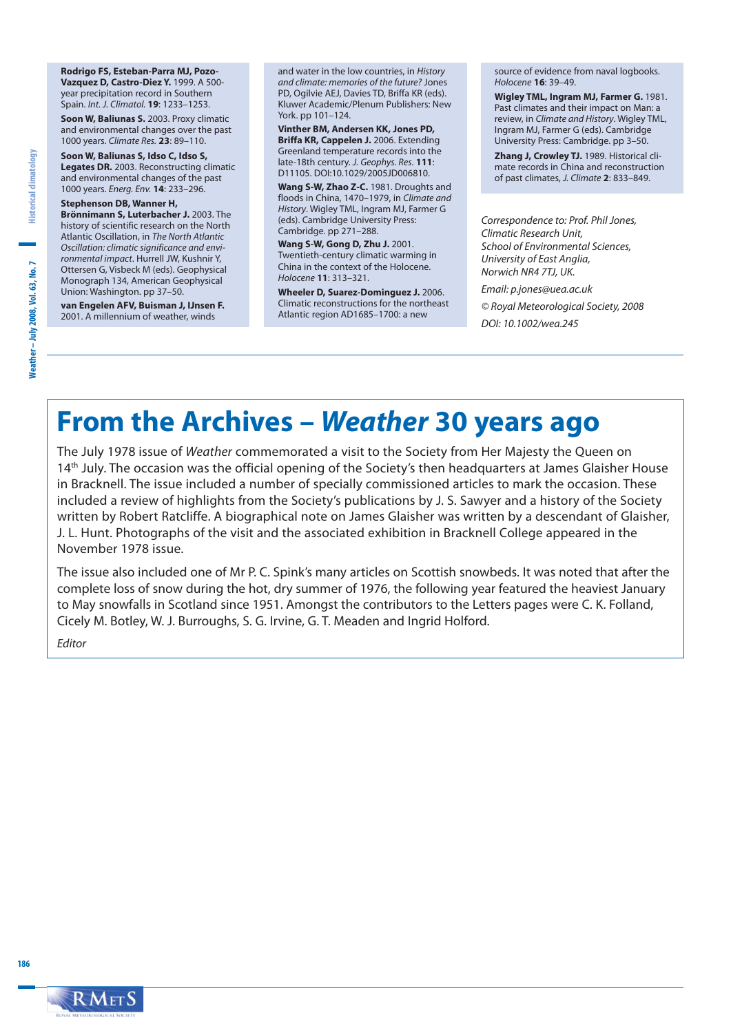**Rodrigo FS, Esteban-Parra MJ, Pozo-Vazquez D, Castro-Diez Y.** 1999. A 500-year precipitation record in Southern Spain. *Int. J. Climatol.* **19**: 1233–1253.

**Soon W, Baliunas S.** 2003. Proxy climatic and environmental changes over the past 1000 years. *Climate Res.* **23**: 89–110.

**Soon W, Baliunas S, Idso C, Idso S, Legates DR.** 2003. Reconstructing climatic and environmental changes of the past 1000 years. *Energ. Env.* **14**: 233–296.

**Stephenson DB, Wanner H, Brönnimann S, Luterbacher J.** 2003. The history of scientific research on the North Atlantic Oscillation, in *The North Atlantic Oscillation: climatic significance and environmental impact*. Hurrell JW, Kushnir Y, Ottersen G, Visbeck M (eds). Geophysical Monograph 134, American Geophysical Union: Washington. pp 37–50.

**van Engelen AFV, Buisman J, IJnsen F.** 2001. A millennium of weather, winds and water in the low countries, in *History and climate: memories of the future?* Jones PD, Ogilvie AEJ, Davies TD, Briffa KR (eds). Kluwer Academic/Plenum Publishers: New York. pp 101–124.

**Vinther BM, Andersen KK, Jones PD, Briffa KR, Cappelen J.** 2006. Extending Greenland temperature records into the late-18th century. *J. Geophys. Res.* **111**: D11105. DOI:10.1029/2005JD006810.

**Wang S-W, Zhao Z-C.** 1981. Droughts and floods in China, 1470–1979, in *Climate and History*. Wigley TML, Ingram MJ, Farmer G (eds). Cambridge University Press: Cambridge. pp 271–288.

**Wang S-W, Gong D, Zhu J.** 2001. Twentieth-century climatic warming in China in the context of the Holocene. *Holocene* **11**: 313–321.

**Wheeler D, Suarez-Dominguez J.** 2006. Climatic reconstructions for the northeast Atlantic region AD1685–1700: a new source of evidence from naval logbooks. *Holocene* **16**: 39–49.

**Wigley TML, Ingram MJ, Farmer G.** 1981. Past climates and their impact on Man: a review, in *Climate and History*. Wigley TML, Ingram MJ, Farmer G (eds). Cambridge University Press: Cambridge. pp 3–50.

**Zhang J, Crowley TJ.** 1989. Historical climate records in China and reconstruction of past climates, *J. Climate* **2**: 833–849.

*Correspondence to: Prof. Phil Jones, Climatic Research Unit, School of Environmental Sciences, University of East Anglia, Norwich NR4 7TJ, UK.*

*Email: p.jones@uea.ac.uk*

*© Royal Meteorological Society, 2008*

*DOI: 10.1002/wea.245*

# From the Archives – *Weather* 30 years ago

The July 1978 issue of *Weather* commemorated a visit to the Society from Her Majesty the Queen on 14th July. The occasion was the official opening of the Society's then headquarters at James Glaisher House in Bracknell. The issue included a number of specially commissioned articles to mark the occasion. These included a review of highlights from the Society's publications by J. S. Sawyer and a history of the Society written by Robert Ratcliffe. A biographical note on James Glaisher was written by a descendant of Glaisher, J. L. Hunt. Photographs of the visit and the associated exhibition in Bracknell College appeared in the November 1978 issue.

The issue also included one of Mr P. C. Spink's many articles on Scottish snowbeds. It was noted that after the complete loss of snow during the hot, dry summer of 1976, the following year featured the heaviest January to May snowfalls in Scotland since 1951. Amongst the contributors to the Letters pages were C. K. Folland, Cicely M. Botley, W. J. Burroughs, S. G. Irvine, G. T. Meaden and Ingrid Holford.

*Editor*